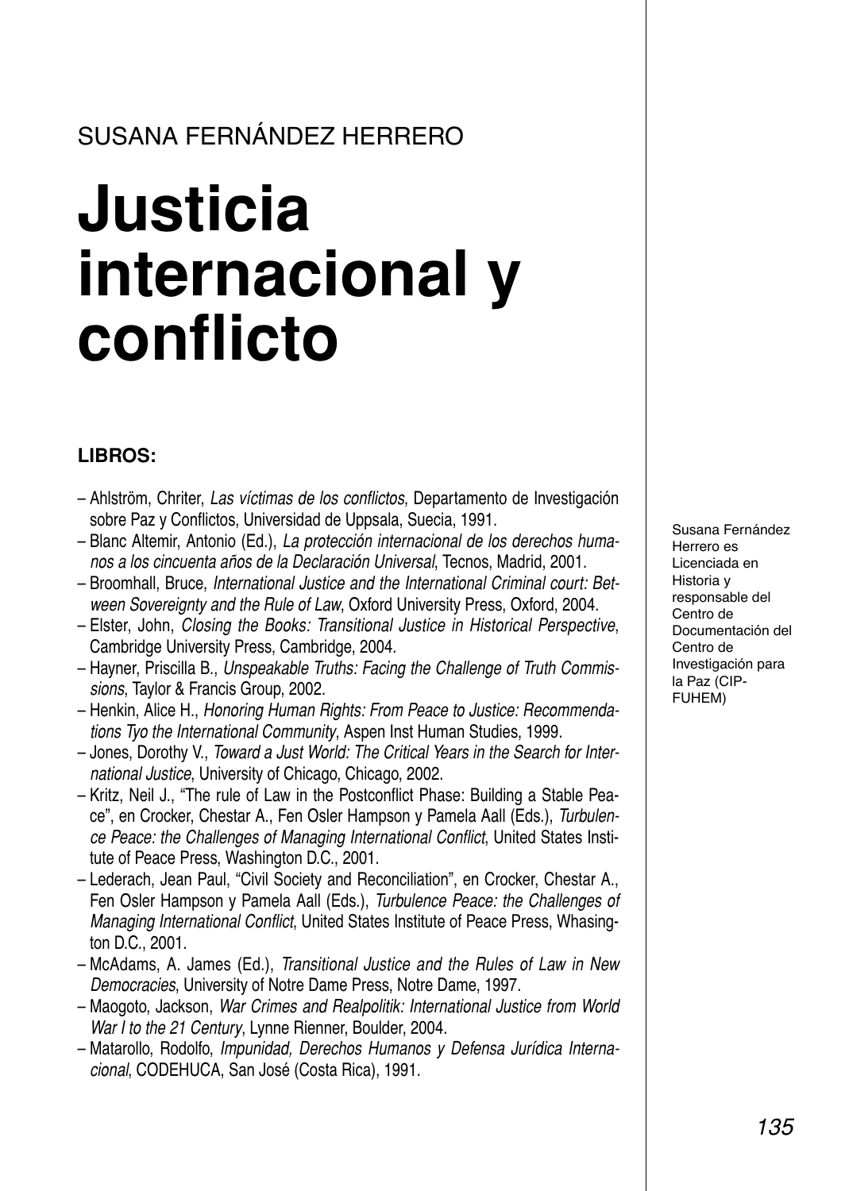SUSANA FERNÁNDEZ HERRERO

# Justicia internacional y conflicto

Susana Fernández Herrero es Licenciada en Historia y responsable del Centro de Documentación del Centro de Investigación para la Paz (CIP-FUHEM)

### LIBROS:

– Ahlström, Chriter, *Las víctimas de los conflictos*, Departamento de Investigación sobre Paz y Conflictos, Universidad de Uppsala, Suecia, 1991.
– Blanc Altemir, Antonio (Ed.), *La protección internacional de los derechos humanos a los cincuenta años de la Declaración Universal*, Tecnos, Madrid, 2001.
– Broomhall, Bruce, *International Justice and the International Criminal court: Between Sovereignty and the Rule of Law*, Oxford University Press, Oxford, 2004.
– Elster, John, *Closing the Books: Transitional Justice in Historical Perspective*, Cambridge University Press, Cambridge, 2004.
– Hayner, Priscilla B., *Unspeakable Truths: Facing the Challenge of Truth Commissions*, Taylor & Francis Group, 2002.
– Henkin, Alice H., *Honoring Human Rights: From Peace to Justice: Recommendations Tyo the International Community*, Aspen Inst Human Studies, 1999.
– Jones, Dorothy V., *Toward a Just World: The Critical Years in the Search for International Justice*, University of Chicago, Chicago, 2002.
– Kritz, Neil J., "The rule of Law in the Postconflict Phase: Building a Stable Peace", en Crocker, Chestar A., Fen Osler Hampson y Pamela Aall (Eds.), *Turbulence Peace: the Challenges of Managing International Conflict*, United States Institute of Peace Press, Washington D.C., 2001.
– Lederach, Jean Paul, "Civil Society and Reconciliation", en Crocker, Chestar A., Fen Osler Hampson y Pamela Aall (Eds.), *Turbulence Peace: the Challenges of Managing International Conflict*, United States Institute of Peace Press, Whasington D.C., 2001.
– McAdams, A. James (Ed.), *Transitional Justice and the Rules of Law in New Democracies*, University of Notre Dame Press, Notre Dame, 1997.
– Maogoto, Jackson, *War Crimes and Realpolitik: International Justice from World War I to the 21 Century*, Lynne Rienner, Boulder, 2004.
– Matarollo, Rodolfo, *Impunidad, Derechos Humanos y Defensa Jurídica Internacional*, CODEHUCA, San José (Costa Rica), 1991.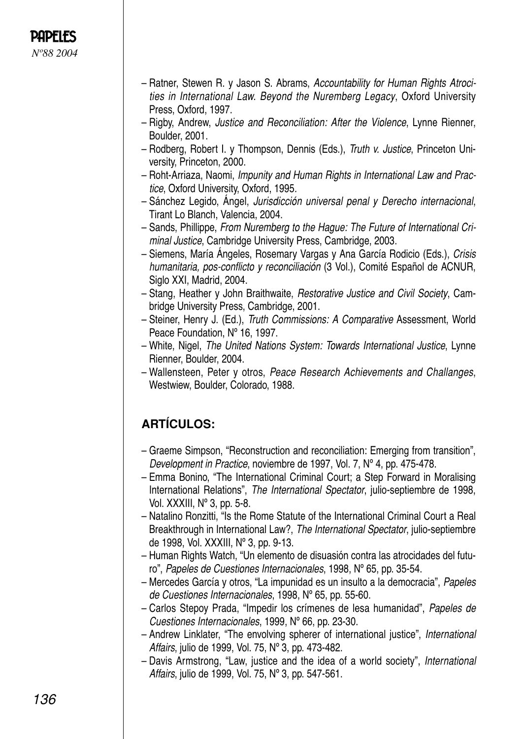- Ratner, Stewen R. y Jason S. Abrams, *Accountability for Human Rights Atrocities in International Law. Beyond the Nuremberg Legacy*, Oxford University Press, Oxford, 1997.
- Rigby, Andrew, *Justice and Reconciliation: After the Violence*, Lynne Rienner, Boulder, 2001.
- Rodberg, Robert I. y Thompson, Dennis (Eds.), *Truth v. Justice*, Princeton University, Princeton, 2000.
- Roht-Arriaza, Naomi, *Impunity and Human Rights in International Law and Practice*, Oxford University, Oxford, 1995.
- Sánchez Legido, Ángel, *Jurisdicción universal penal y Derecho internacional*, Tirant Lo Blanch, Valencia, 2004.
- Sands, Phillippe, *From Nuremberg to the Hague: The Future of International Criminal Justice*, Cambridge University Press, Cambridge, 2003.
- Siemens, María Ángeles, Rosemary Vargas y Ana García Rodicio (Eds.), *Crisis humanitaria, pos-conflicto y reconciliación* (3 Vol.), Comité Español de ACNUR, Siglo XXI, Madrid, 2004.
- Stang, Heather y John Braithwaite, *Restorative Justice and Civil Society*, Cambridge University Press, Cambridge, 2001.
- Steiner, Henry J. (Ed.), *Truth Commissions: A Comparative* Assessment, World Peace Foundation, Nº 16, 1997.
- White, Nigel, *The United Nations System: Towards International Justice*, Lynne Rienner, Boulder, 2004.
- Wallensteen, Peter y otros, *Peace Research Achievements and Challanges*, Westwiew, Boulder, Colorado, 1988.

## ARTÍCULOS:

- Graeme Simpson, "Reconstruction and reconciliation: Emerging from transition", *Development in Practice*, noviembre de 1997, Vol. 7, Nº 4, pp. 475-478.
- Emma Bonino, "The International Criminal Court; a Step Forward in Moralising International Relations", *The International Spectator*, julio-septiembre de 1998, Vol. XXXIII, Nº 3, pp. 5-8.
- Natalino Ronzitti, "Is the Rome Statute of the International Criminal Court a Real Breakthrough in International Law?, *The International Spectator*, julio-septiembre de 1998, Vol. XXXIII, Nº 3, pp. 9-13.
- Human Rights Watch, "Un elemento de disuasión contra las atrocidades del futuro", *Papeles de Cuestiones Internacionales*, 1998, Nº 65, pp. 35-54.
- Mercedes García y otros, "La impunidad es un insulto a la democracia", *Papeles de Cuestiones Internacionales*, 1998, Nº 65, pp. 55-60.
- Carlos Stepoy Prada, "Impedir los crímenes de lesa humanidad", *Papeles de Cuestiones Internacionales*, 1999, Nº 66, pp. 23-30.
- Andrew Linklater, "The envolving spherer of international justice", *International Affairs*, julio de 1999, Vol. 75, Nº 3, pp. 473-482.
- Davis Armstrong, "Law, justice and the idea of a world society", *International Affairs*, julio de 1999, Vol. 75, Nº 3, pp. 547-561.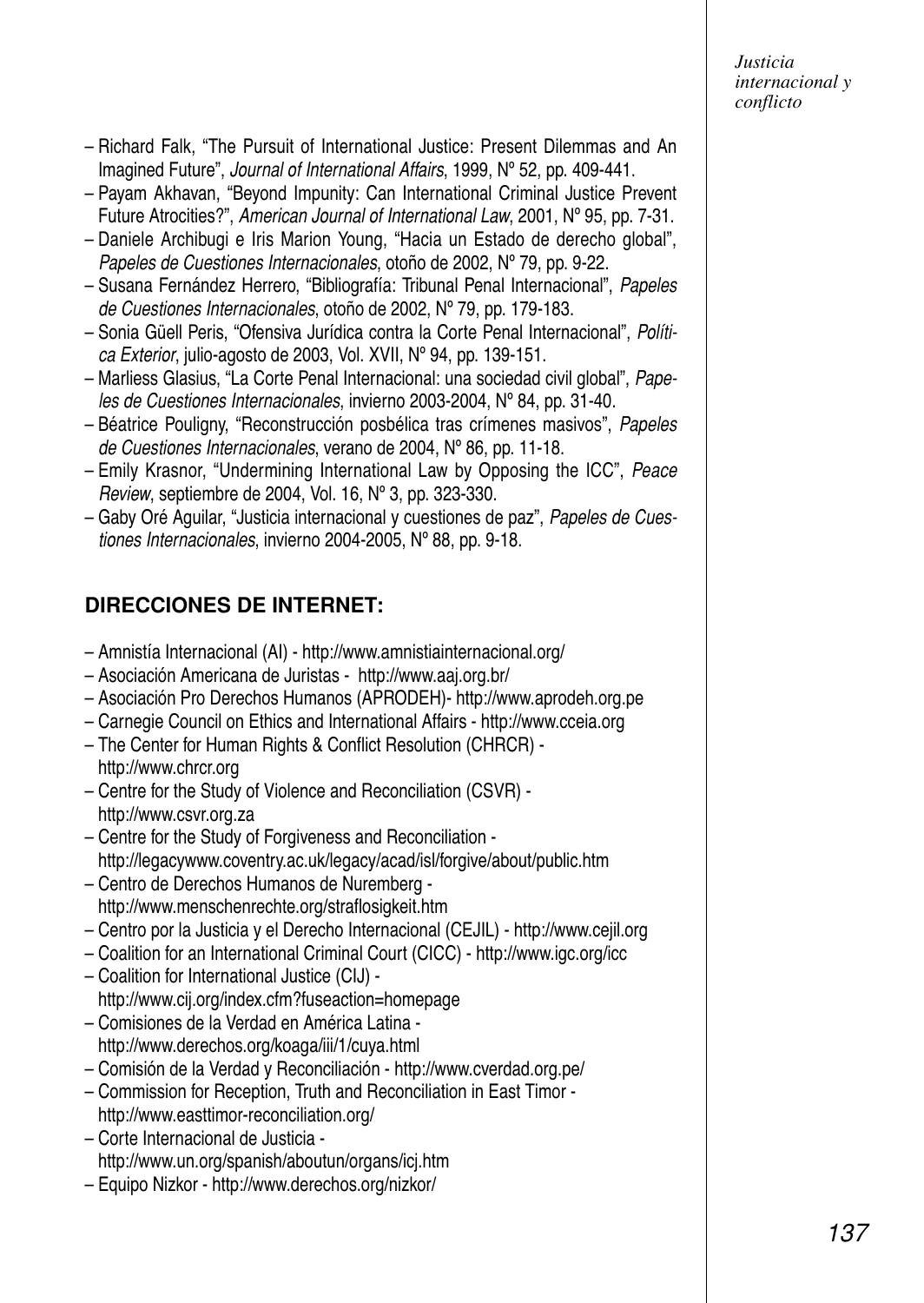– Richard Falk, "The Pursuit of International Justice: Present Dilemmas and An Imagined Future", *Journal of International Affairs*, 1999, Nº 52, pp. 409-441.
– Payam Akhavan, "Beyond Impunity: Can International Criminal Justice Prevent Future Atrocities?", *American Journal of International Law*, 2001, Nº 95, pp. 7-31.
– Daniele Archibugi e Iris Marion Young, "Hacia un Estado de derecho global", *Papeles de Cuestiones Internacionales*, otoño de 2002, Nº 79, pp. 9-22.
– Susana Fernández Herrero, "Bibliografía: Tribunal Penal Internacional", *Papeles de Cuestiones Internacionales*, otoño de 2002, Nº 79, pp. 179-183.
– Sonia Güell Peris, "Ofensiva Jurídica contra la Corte Penal Internacional", *Política Exterior*, julio-agosto de 2003, Vol. XVII, Nº 94, pp. 139-151.
– Marliess Glasius, "La Corte Penal Internacional: una sociedad civil global", *Papeles de Cuestiones Internacionales*, invierno 2003-2004, Nº 84, pp. 31-40.
– Béatrice Pouligny, "Reconstrucción posbélica tras crímenes masivos", *Papeles de Cuestiones Internacionales*, verano de 2004, Nº 86, pp. 11-18.
– Emily Krasnor, "Undermining International Law by Opposing the ICC", *Peace Review*, septiembre de 2004, Vol. 16, Nº 3, pp. 323-330.
– Gaby Oré Aguilar, "Justicia internacional y cuestiones de paz", *Papeles de Cuestiones Internacionales*, invierno 2004-2005, Nº 88, pp. 9-18.

## DIRECCIONES DE INTERNET:

– Amnistía Internacional (AI) - http://www.amnistiainternacional.org/
– Asociación Americana de Juristas - http://www.aaj.org.br/
– Asociación Pro Derechos Humanos (APRODEH)- http://www.aprodeh.org.pe
– Carnegie Council on Ethics and International Affairs - http://www.cceia.org
– The Center for Human Rights & Conflict Resolution (CHRCR) - http://www.chrcr.org
– Centre for the Study of Violence and Reconciliation (CSVR) - http://www.csvr.org.za
– Centre for the Study of Forgiveness and Reconciliation - http://legacywww.coventry.ac.uk/legacy/acad/isl/forgive/about/public.htm
– Centro de Derechos Humanos de Nuremberg - http://www.menschenrechte.org/straflosigkeit.htm
– Centro por la Justicia y el Derecho Internacional (CEJIL) - http://www.cejil.org
– Coalition for an International Criminal Court (CICC) - http://www.igc.org/icc
– Coalition for International Justice (CIJ) - http://www.cij.org/index.cfm?fuseaction=homepage
– Comisiones de la Verdad en América Latina - http://www.derechos.org/koaga/iii/1/cuya.html
– Comisión de la Verdad y Reconciliación - http://www.cverdad.org.pe/
– Commission for Reception, Truth and Reconciliation in East Timor - http://www.easttimor-reconciliation.org/
– Corte Internacional de Justicia - http://www.un.org/spanish/aboutun/organs/icj.htm
– Equipo Nizkor - http://www.derechos.org/nizkor/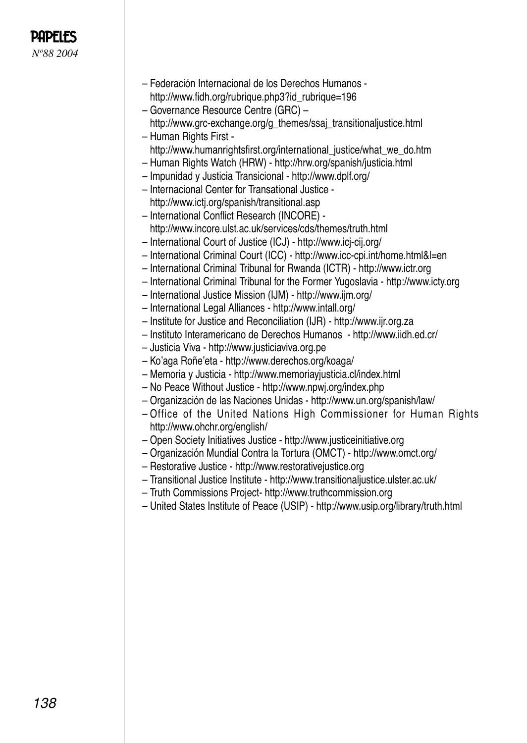- Federación Internacional de los Derechos Humanos - http://www.fidh.org/rubrique.php3?id_rubrique=196
- Governance Resource Centre (GRC) – http://www.grc-exchange.org/g_themes/ssaj_transitionaljustice.html
- Human Rights First - http://www.humanrightsfirst.org/international_justice/what_we_do.htm
- Human Rights Watch (HRW) - http://hrw.org/spanish/justicia.html
- Impunidad y Justicia Transicional - http://www.dplf.org/
- Internacional Center for Transational Justice - http://www.ictj.org/spanish/transitional.asp
- International Conflict Research (INCORE) - http://www.incore.ulst.ac.uk/services/cds/themes/truth.html
- International Court of Justice (ICJ) - http://www.icj-cij.org/
- International Criminal Court (ICC) - http://www.icc-cpi.int/home.html&l=en
- International Criminal Tribunal for Rwanda (ICTR) - http://www.ictr.org
- International Criminal Tribunal for the Former Yugoslavia - http://www.icty.org
- International Justice Mission (IJM) - http://www.ijm.org/
- International Legal Alliances - http://www.intall.org/
- Institute for Justice and Reconciliation (IJR) - http://www.ijr.org.za
- Instituto Interamericano de Derechos Humanos - http://www.iidh.ed.cr/
- Justicia Viva - http://www.justiciaviva.org.pe
- Ko'aga Roñe'eta - http://www.derechos.org/koaga/
- Memoria y Justicia - http://www.memoriayjusticia.cl/index.html
- No Peace Without Justice - http://www.npwj.org/index.php
- Organización de las Naciones Unidas - http://www.un.org/spanish/law/
- Office of the United Nations High Commissioner for Human Rights http://www.ohchr.org/english/
- Open Society Initiatives Justice - http://www.justiceinitiative.org
- Organización Mundial Contra la Tortura (OMCT) - http://www.omct.org/
- Restorative Justice - http://www.restorativejustice.org
- Transitional Justice Institute - http://www.transitionaljustice.ulster.ac.uk/
- Truth Commissions Project- http://www.truthcommission.org
- United States Institute of Peace (USIP) - http://www.usip.org/library/truth.html